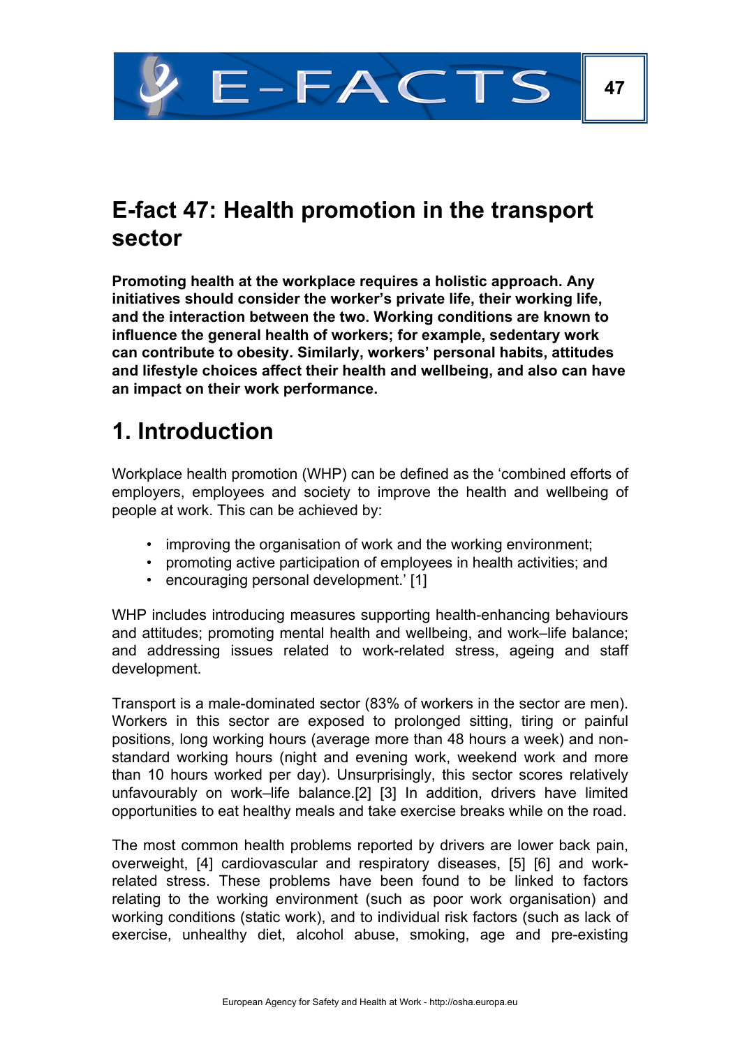# E-fact 47: Health promotion in the transport sector

**Promoting health at the workplace requires a holistic approach. Any initiatives should consider the worker's private life, their working life, and the interaction between the two. Working conditions are known to influence the general health of workers; for example, sedentary work can contribute to obesity. Similarly, workers' personal habits, attitudes and lifestyle choices affect their health and wellbeing, and also can have an impact on their work performance.**

## 1. Introduction

Workplace health promotion (WHP) can be defined as the 'combined efforts of employers, employees and society to improve the health and wellbeing of people at work. This can be achieved by:

- improving the organisation of work and the working environment;
- promoting active participation of employees in health activities; and
- encouraging personal development.' [1]

WHP includes introducing measures supporting health-enhancing behaviours and attitudes; promoting mental health and wellbeing, and work–life balance; and addressing issues related to work-related stress, ageing and staff development.

Transport is a male-dominated sector (83% of workers in the sector are men). Workers in this sector are exposed to prolonged sitting, tiring or painful positions, long working hours (average more than 48 hours a week) and non-standard working hours (night and evening work, weekend work and more than 10 hours worked per day). Unsurprisingly, this sector scores relatively unfavourably on work–life balance.[2] [3] In addition, drivers have limited opportunities to eat healthy meals and take exercise breaks while on the road.

The most common health problems reported by drivers are lower back pain, overweight, [4] cardiovascular and respiratory diseases, [5] [6] and work-related stress. These problems have been found to be linked to factors relating to the working environment (such as poor work organisation) and working conditions (static work), and to individual risk factors (such as lack of exercise, unhealthy diet, alcohol abuse, smoking, age and pre-existing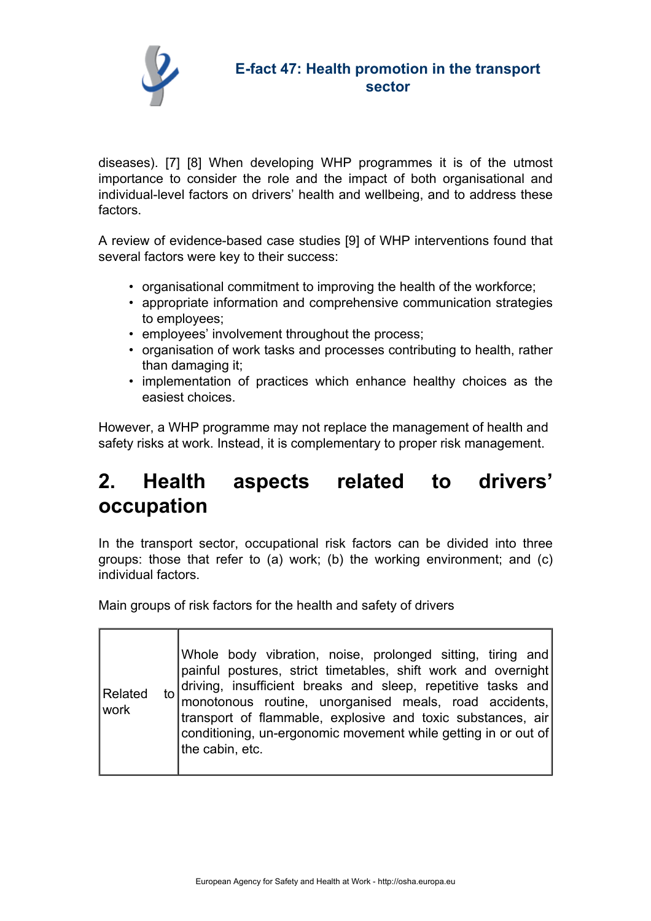diseases). [7] [8] When developing WHP programmes it is of the utmost importance to consider the role and the impact of both organisational and individual-level factors on drivers' health and wellbeing, and to address these factors.

A review of evidence-based case studies [9] of WHP interventions found that several factors were key to their success:

- organisational commitment to improving the health of the workforce;
- appropriate information and comprehensive communication strategies to employees;
- employees' involvement throughout the process;
- organisation of work tasks and processes contributing to health, rather than damaging it;
- implementation of practices which enhance healthy choices as the easiest choices.

However, a WHP programme may not replace the management of health and safety risks at work. Instead, it is complementary to proper risk management.

## 2. Health aspects related to drivers' occupation

In the transport sector, occupational risk factors can be divided into three groups: those that refer to (a) work; (b) the working environment; and (c) individual factors.

Main groups of risk factors for the health and safety of drivers

| | |
|---|---|
| Related to work | Whole body vibration, noise, prolonged sitting, tiring and painful postures, strict timetables, shift work and overnight driving, insufficient breaks and sleep, repetitive tasks and monotonous routine, unorganised meals, road accidents, transport of flammable, explosive and toxic substances, air conditioning, un-ergonomic movement while getting in or out of the cabin, etc. |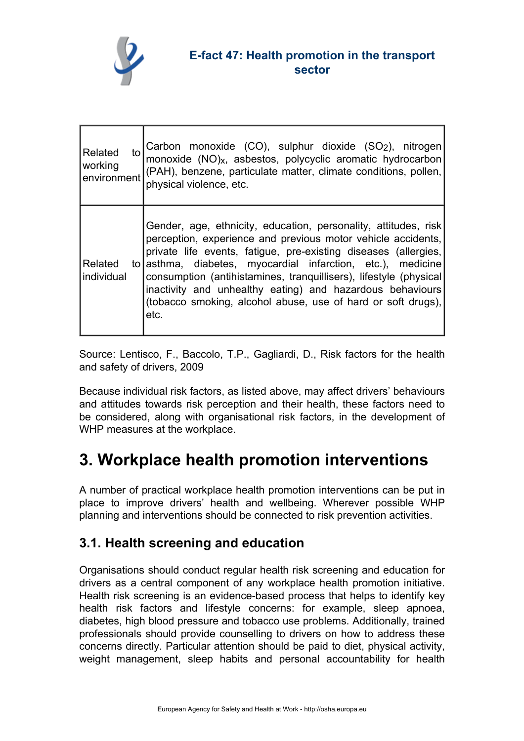| | |
|---|---|
| Related to working environment | Carbon monoxide (CO), sulphur dioxide ($SO_2$), nitrogen monoxide $(NO)_X$, asbestos, polycyclic aromatic hydrocarbon (PAH), benzene, particulate matter, climate conditions, pollen, physical violence, etc. |
| Related to individual | Gender, age, ethnicity, education, personality, attitudes, risk perception, experience and previous motor vehicle accidents, private life events, fatigue, pre-existing diseases (allergies, asthma, diabetes, myocardial infarction, etc.), medicine consumption (antihistamines, tranquillisers), lifestyle (physical inactivity and unhealthy eating) and hazardous behaviours (tobacco smoking, alcohol abuse, use of hard or soft drugs), etc. |

Source: Lentisco, F., Baccolo, T.P., Gagliardi, D., Risk factors for the health and safety of drivers, 2009

Because individual risk factors, as listed above, may affect drivers' behaviours and attitudes towards risk perception and their health, these factors need to be considered, along with organisational risk factors, in the development of WHP measures at the workplace.

# 3. Workplace health promotion interventions

A number of practical workplace health promotion interventions can be put in place to improve drivers' health and wellbeing. Wherever possible WHP planning and interventions should be connected to risk prevention activities.

## 3.1. Health screening and education

Organisations should conduct regular health risk screening and education for drivers as a central component of any workplace health promotion initiative. Health risk screening is an evidence-based process that helps to identify key health risk factors and lifestyle concerns: for example, sleep apnoea, diabetes, high blood pressure and tobacco use problems. Additionally, trained professionals should provide counselling to drivers on how to address these concerns directly. Particular attention should be paid to diet, physical activity, weight management, sleep habits and personal accountability for health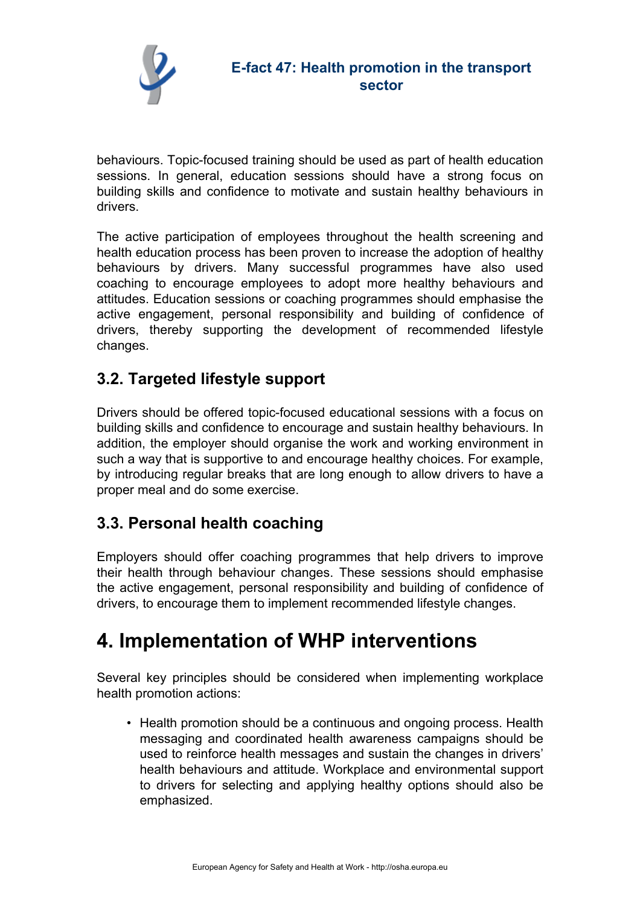behaviours. Topic-focused training should be used as part of health education sessions. In general, education sessions should have a strong focus on building skills and confidence to motivate and sustain healthy behaviours in drivers.

The active participation of employees throughout the health screening and health education process has been proven to increase the adoption of healthy behaviours by drivers. Many successful programmes have also used coaching to encourage employees to adopt more healthy behaviours and attitudes. Education sessions or coaching programmes should emphasise the active engagement, personal responsibility and building of confidence of drivers, thereby supporting the development of recommended lifestyle changes.

### 3.2. Targeted lifestyle support

Drivers should be offered topic-focused educational sessions with a focus on building skills and confidence to encourage and sustain healthy behaviours. In addition, the employer should organise the work and working environment in such a way that is supportive to and encourage healthy choices. For example, by introducing regular breaks that are long enough to allow drivers to have a proper meal and do some exercise.

### 3.3. Personal health coaching

Employers should offer coaching programmes that help drivers to improve their health through behaviour changes. These sessions should emphasise the active engagement, personal responsibility and building of confidence of drivers, to encourage them to implement recommended lifestyle changes.

## 4. Implementation of WHP interventions

Several key principles should be considered when implementing workplace health promotion actions:

- Health promotion should be a continuous and ongoing process. Health messaging and coordinated health awareness campaigns should be used to reinforce health messages and sustain the changes in drivers' health behaviours and attitude. Workplace and environmental support to drivers for selecting and applying healthy options should also be emphasized.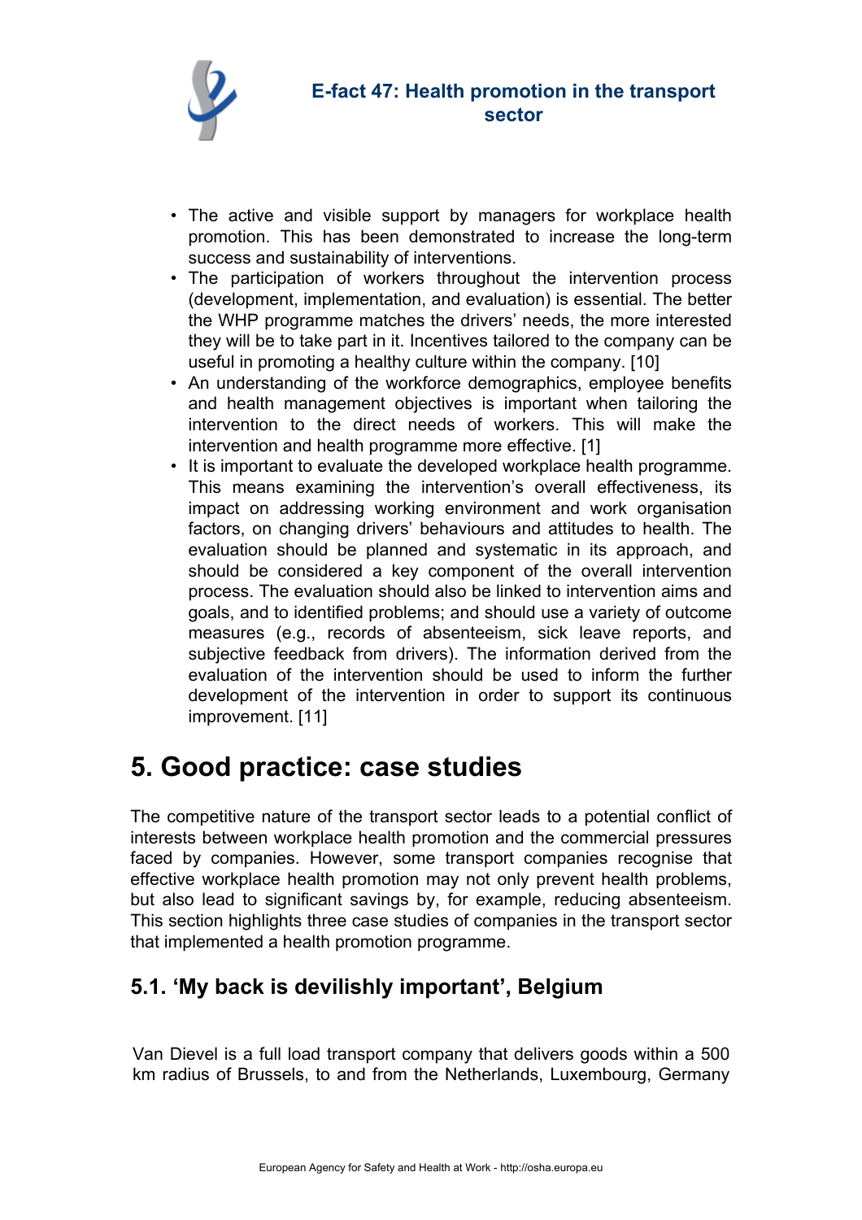- The active and visible support by managers for workplace health promotion. This has been demonstrated to increase the long-term success and sustainability of interventions.
- The participation of workers throughout the intervention process (development, implementation, and evaluation) is essential. The better the WHP programme matches the drivers' needs, the more interested they will be to take part in it. Incentives tailored to the company can be useful in promoting a healthy culture within the company. [10]
- An understanding of the workforce demographics, employee benefits and health management objectives is important when tailoring the intervention to the direct needs of workers. This will make the intervention and health programme more effective. [1]
- It is important to evaluate the developed workplace health programme. This means examining the intervention's overall effectiveness, its impact on addressing working environment and work organisation factors, on changing drivers' behaviours and attitudes to health. The evaluation should be planned and systematic in its approach, and should be considered a key component of the overall intervention process. The evaluation should also be linked to intervention aims and goals, and to identified problems; and should use a variety of outcome measures (e.g., records of absenteeism, sick leave reports, and subjective feedback from drivers). The information derived from the evaluation of the intervention should be used to inform the further development of the intervention in order to support its continuous improvement. [11]

# 5. Good practice: case studies

The competitive nature of the transport sector leads to a potential conflict of interests between workplace health promotion and the commercial pressures faced by companies. However, some transport companies recognise that effective workplace health promotion may not only prevent health problems, but also lead to significant savings by, for example, reducing absenteeism. This section highlights three case studies of companies in the transport sector that implemented a health promotion programme.

## 5.1. 'My back is devilishly important', Belgium

Van Dievel is a full load transport company that delivers goods within a 500 km radius of Brussels, to and from the Netherlands, Luxembourg, Germany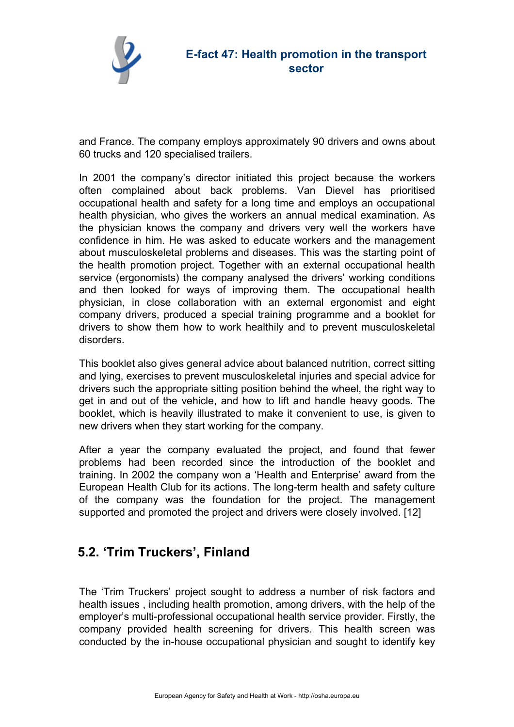and France. The company employs approximately 90 drivers and owns about 60 trucks and 120 specialised trailers.

In 2001 the company's director initiated this project because the workers often complained about back problems. Van Dievel has prioritised occupational health and safety for a long time and employs an occupational health physician, who gives the workers an annual medical examination. As the physician knows the company and drivers very well the workers have confidence in him. He was asked to educate workers and the management about musculoskeletal problems and diseases. This was the starting point of the health promotion project. Together with an external occupational health service (ergonomists) the company analysed the drivers' working conditions and then looked for ways of improving them. The occupational health physician, in close collaboration with an external ergonomist and eight company drivers, produced a special training programme and a booklet for drivers to show them how to work healthily and to prevent musculoskeletal disorders.

This booklet also gives general advice about balanced nutrition, correct sitting and lying, exercises to prevent musculoskeletal injuries and special advice for drivers such the appropriate sitting position behind the wheel, the right way to get in and out of the vehicle, and how to lift and handle heavy goods. The booklet, which is heavily illustrated to make it convenient to use, is given to new drivers when they start working for the company.

After a year the company evaluated the project, and found that fewer problems had been recorded since the introduction of the booklet and training. In 2002 the company won a 'Health and Enterprise' award from the European Health Club for its actions. The long-term health and safety culture of the company was the foundation for the project. The management supported and promoted the project and drivers were closely involved. [12]

## 5.2. 'Trim Truckers', Finland

The 'Trim Truckers' project sought to address a number of risk factors and health issues , including health promotion, among drivers, with the help of the employer's multi-professional occupational health service provider. Firstly, the company provided health screening for drivers. This health screen was conducted by the in-house occupational physician and sought to identify key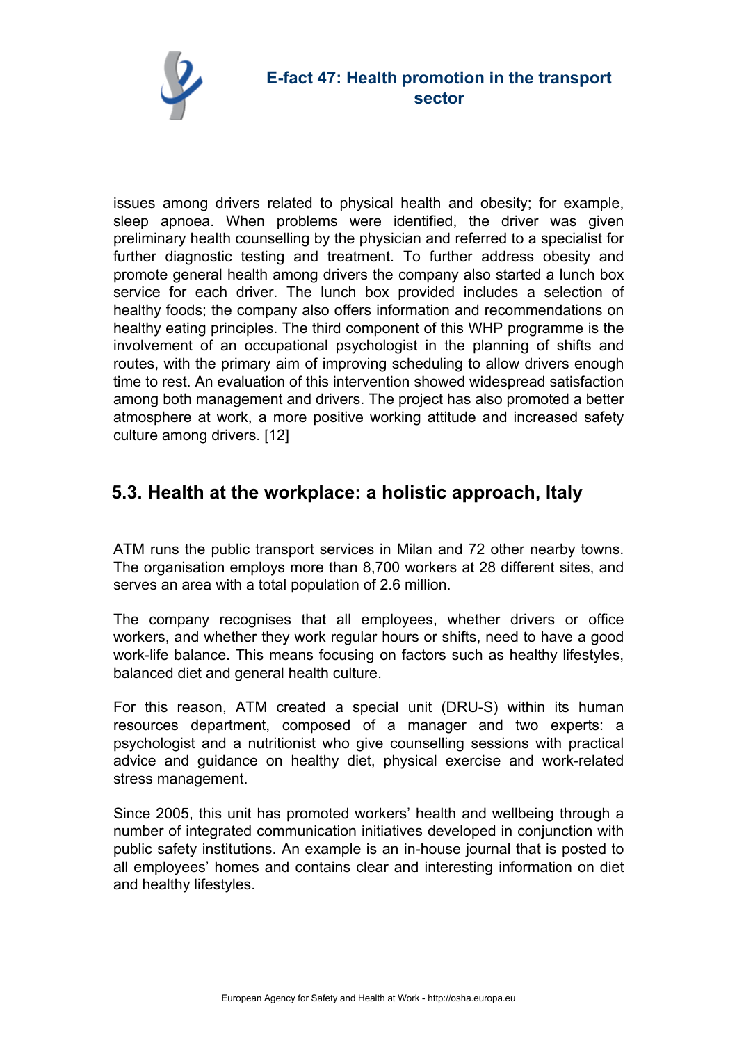issues among drivers related to physical health and obesity; for example, sleep apnoea. When problems were identified, the driver was given preliminary health counselling by the physician and referred to a specialist for further diagnostic testing and treatment. To further address obesity and promote general health among drivers the company also started a lunch box service for each driver. The lunch box provided includes a selection of healthy foods; the company also offers information and recommendations on healthy eating principles. The third component of this WHP programme is the involvement of an occupational psychologist in the planning of shifts and routes, with the primary aim of improving scheduling to allow drivers enough time to rest. An evaluation of this intervention showed widespread satisfaction among both management and drivers. The project has also promoted a better atmosphere at work, a more positive working attitude and increased safety culture among drivers. [12]

## 5.3. Health at the workplace: a holistic approach, Italy

ATM runs the public transport services in Milan and 72 other nearby towns. The organisation employs more than 8,700 workers at 28 different sites, and serves an area with a total population of 2.6 million.

The company recognises that all employees, whether drivers or office workers, and whether they work regular hours or shifts, need to have a good work-life balance. This means focusing on factors such as healthy lifestyles, balanced diet and general health culture.

For this reason, ATM created a special unit (DRU-S) within its human resources department, composed of a manager and two experts: a psychologist and a nutritionist who give counselling sessions with practical advice and guidance on healthy diet, physical exercise and work-related stress management.

Since 2005, this unit has promoted workers' health and wellbeing through a number of integrated communication initiatives developed in conjunction with public safety institutions. An example is an in-house journal that is posted to all employees' homes and contains clear and interesting information on diet and healthy lifestyles.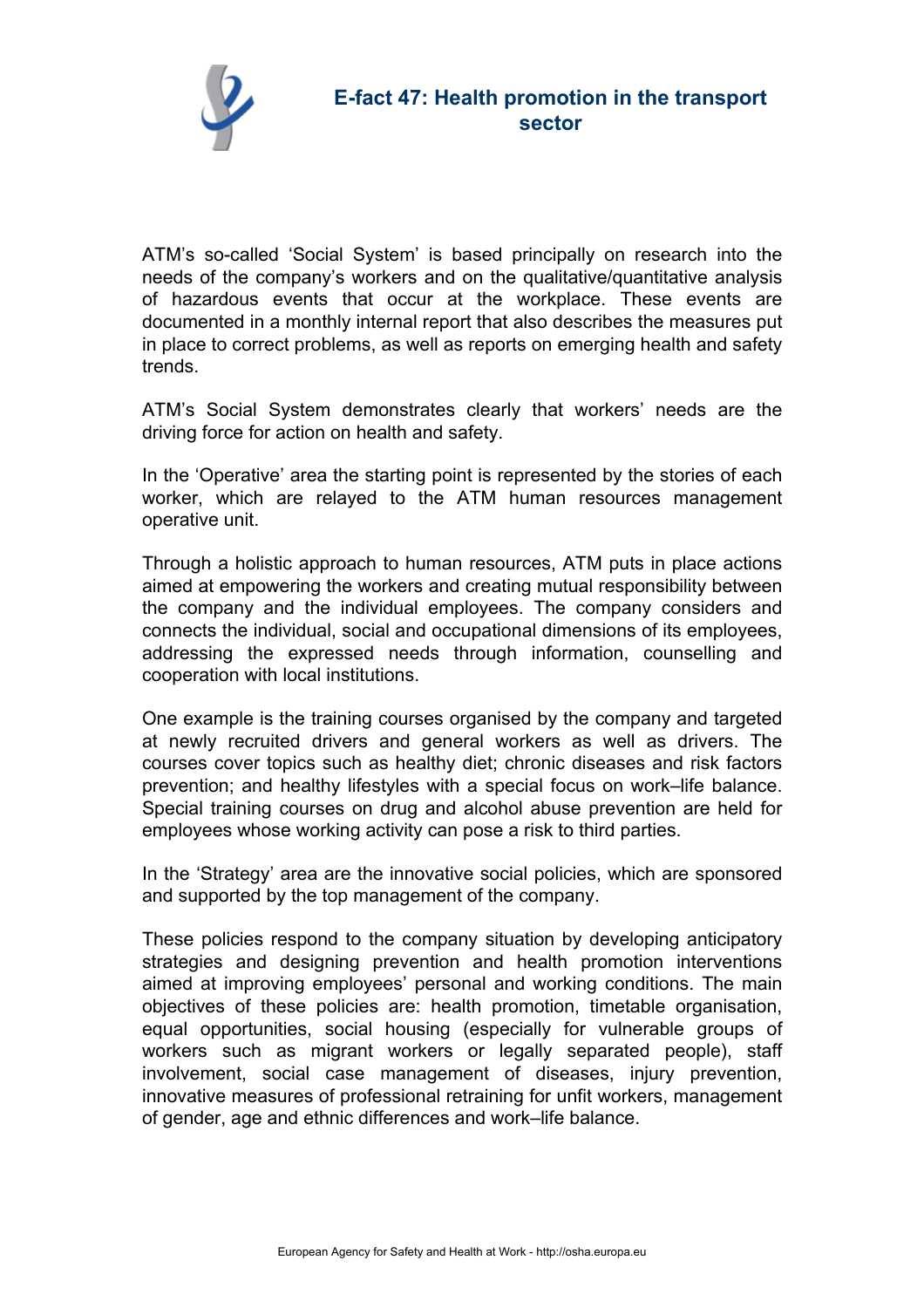# E-fact 47: Health promotion in the transport sector

ATM's so-called 'Social System' is based principally on research into the needs of the company's workers and on the qualitative/quantitative analysis of hazardous events that occur at the workplace. These events are documented in a monthly internal report that also describes the measures put in place to correct problems, as well as reports on emerging health and safety trends.

ATM's Social System demonstrates clearly that workers' needs are the driving force for action on health and safety.

In the 'Operative' area the starting point is represented by the stories of each worker, which are relayed to the ATM human resources management operative unit.

Through a holistic approach to human resources, ATM puts in place actions aimed at empowering the workers and creating mutual responsibility between the company and the individual employees. The company considers and connects the individual, social and occupational dimensions of its employees, addressing the expressed needs through information, counselling and cooperation with local institutions.

One example is the training courses organised by the company and targeted at newly recruited drivers and general workers as well as drivers. The courses cover topics such as healthy diet; chronic diseases and risk factors prevention; and healthy lifestyles with a special focus on work–life balance. Special training courses on drug and alcohol abuse prevention are held for employees whose working activity can pose a risk to third parties.

In the 'Strategy' area are the innovative social policies, which are sponsored and supported by the top management of the company.

These policies respond to the company situation by developing anticipatory strategies and designing prevention and health promotion interventions aimed at improving employees' personal and working conditions. The main objectives of these policies are: health promotion, timetable organisation, equal opportunities, social housing (especially for vulnerable groups of workers such as migrant workers or legally separated people), staff involvement, social case management of diseases, injury prevention, innovative measures of professional retraining for unfit workers, management of gender, age and ethnic differences and work–life balance.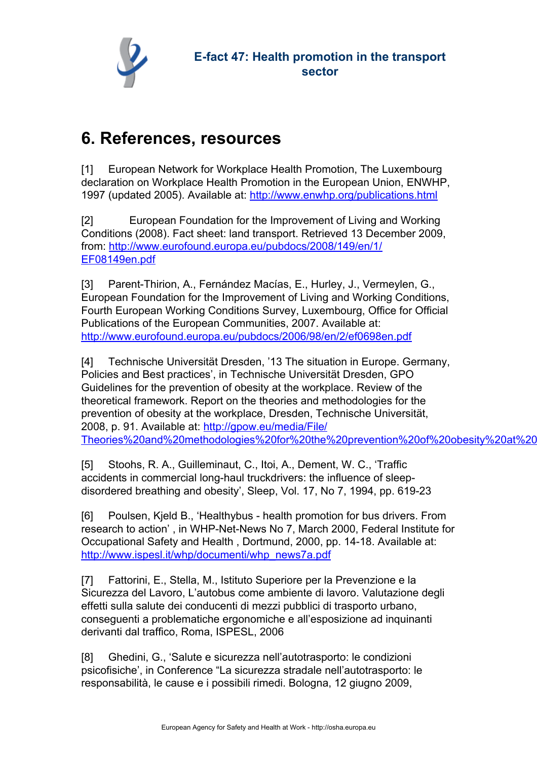# 6. References, resources

[1] European Network for Workplace Health Promotion, The Luxembourg declaration on Workplace Health Promotion in the European Union, ENWHP, 1997 (updated 2005). Available at: http://www.enwhp.org/publications.html

[2] European Foundation for the Improvement of Living and Working Conditions (2008). Fact sheet: land transport. Retrieved 13 December 2009, from: http://www.eurofound.europa.eu/pubdocs/2008/149/en/1/EF08149en.pdf

[3] Parent-Thirion, A., Fernández Macías, E., Hurley, J., Vermeylen, G., European Foundation for the Improvement of Living and Working Conditions, Fourth European Working Conditions Survey, Luxembourg, Office for Official Publications of the European Communities, 2007. Available at: http://www.eurofound.europa.eu/pubdocs/2006/98/en/2/ef0698en.pdf

[4] Technische Universität Dresden, '13 The situation in Europe. Germany, Policies and Best practices', in Technische Universität Dresden, GPO Guidelines for the prevention of obesity at the workplace. Review of the theoretical framework. Report on the theories and methodologies for the prevention of obesity at the workplace, Dresden, Technische Universität, 2008, p. 91. Available at: http://gpow.eu/media/File/Theories%20and%20methodologies%20for%20the%20prevention%20of%20obesity%20at%20

[5] Stoohs, R. A., Guilleminaut, C., Itoi, A., Dement, W. C., 'Traffic accidents in commercial long-haul truckdrivers: the influence of sleep-disordered breathing and obesity', Sleep, Vol. 17, No 7, 1994, pp. 619-23

[6] Poulsen, Kjeld B., 'Healthybus - health promotion for bus drivers. From research to action' , in WHP-Net-News No 7, March 2000, Federal Institute for Occupational Safety and Health , Dortmund, 2000, pp. 14-18. Available at: http://www.ispesl.it/whp/documenti/whp_news7a.pdf

[7] Fattorini, E., Stella, M., Istituto Superiore per la Prevenzione e la Sicurezza del Lavoro, L'autobus come ambiente di lavoro. Valutazione degli effetti sulla salute dei conducenti di mezzi pubblici di trasporto urbano, conseguenti a problematiche ergonomiche e all'esposizione ad inquinanti derivanti dal traffico, Roma, ISPESL, 2006

[8] Ghedini, G., 'Salute e sicurezza nell'autotrasporto: le condizioni psicofisiche', in Conference "La sicurezza stradale nell'autotrasporto: le responsabilità, le cause e i possibili rimedi. Bologna, 12 giugno 2009,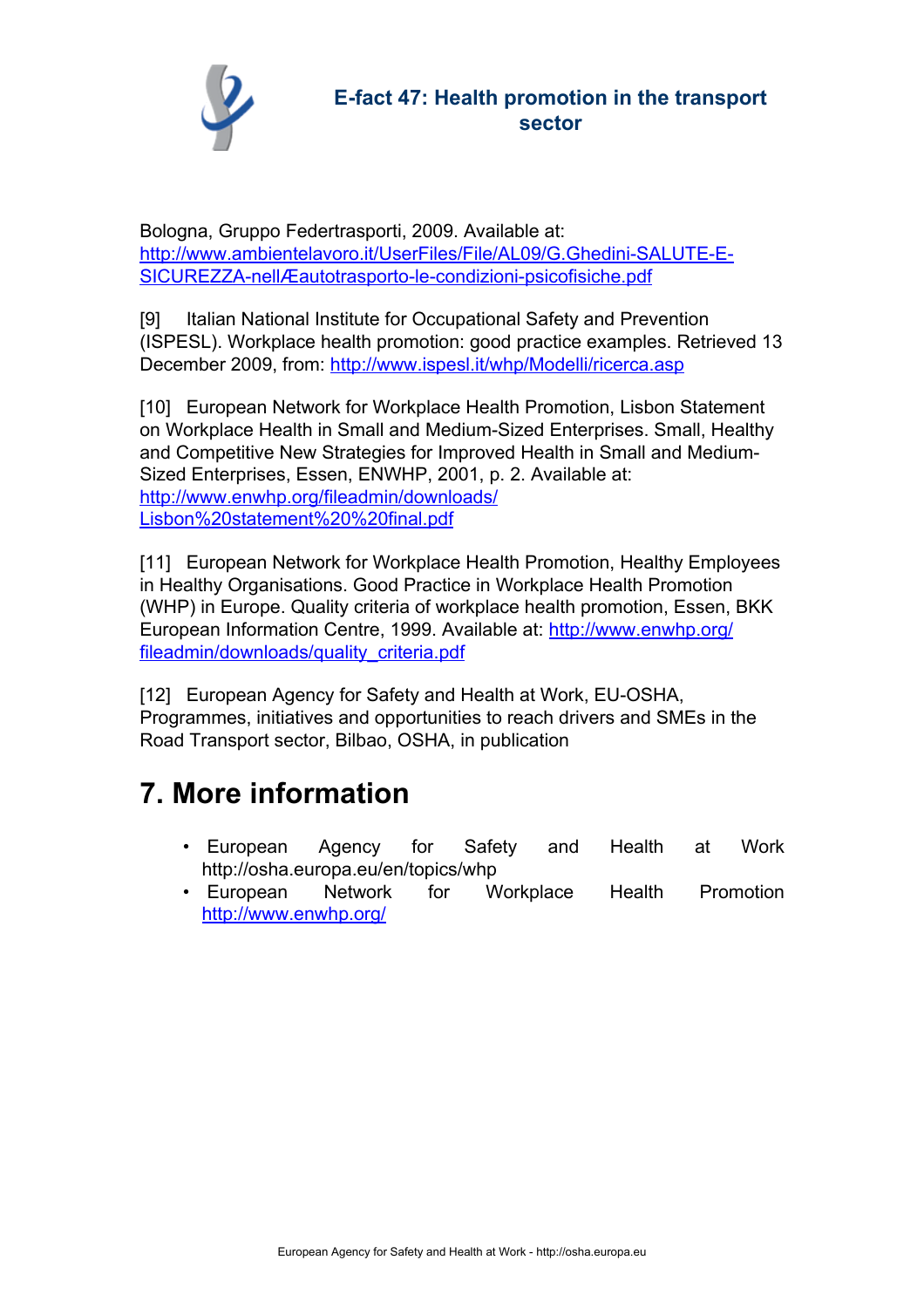Bologna, Gruppo Federtrasporti, 2009. Available at: http://www.ambientelavoro.it/UserFiles/File/AL09/G.Ghedini-SALUTE-E-SICUREZZA-nellÆautotrasporto-le-condizioni-psicofisiche.pdf

[9] Italian National Institute for Occupational Safety and Prevention (ISPESL). Workplace health promotion: good practice examples. Retrieved 13 December 2009, from: http://www.ispesl.it/whp/Modelli/ricerca.asp

[10] European Network for Workplace Health Promotion, Lisbon Statement on Workplace Health in Small and Medium-Sized Enterprises. Small, Healthy and Competitive New Strategies for Improved Health in Small and Medium-Sized Enterprises, Essen, ENWHP, 2001, p. 2. Available at: http://www.enwhp.org/fileadmin/downloads/Lisbon%20statement%20%20final.pdf

[11] European Network for Workplace Health Promotion, Healthy Employees in Healthy Organisations. Good Practice in Workplace Health Promotion (WHP) in Europe. Quality criteria of workplace health promotion, Essen, BKK European Information Centre, 1999. Available at: http://www.enwhp.org/fileadmin/downloads/quality_criteria.pdf

[12] European Agency for Safety and Health at Work, EU-OSHA, Programmes, initiatives and opportunities to reach drivers and SMEs in the Road Transport sector, Bilbao, OSHA, in publication

# 7. More information

- European Agency for Safety and Health at Work http://osha.europa.eu/en/topics/whp
- European Network for Workplace Health Promotion http://www.enwhp.org/